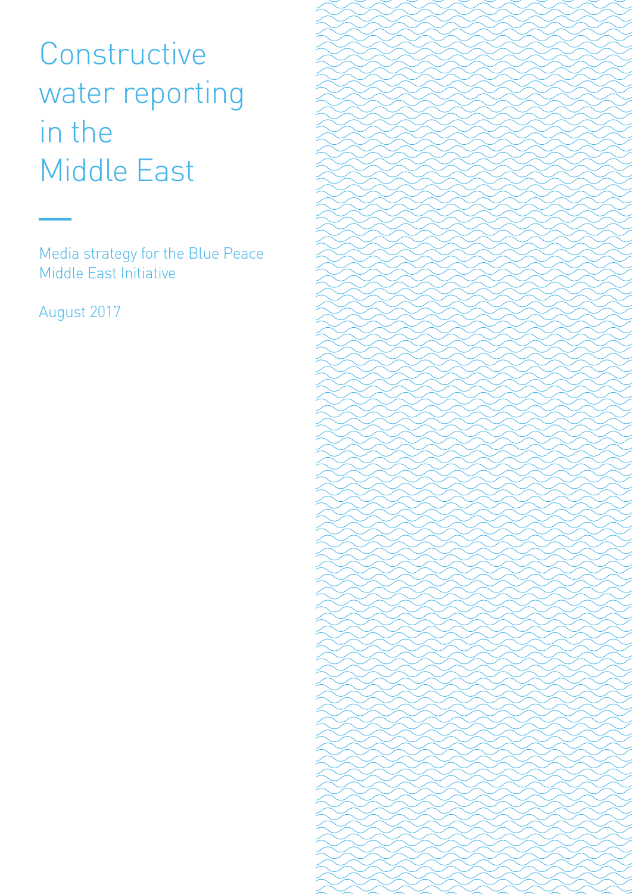# Constructive water reporting in the Middle East

Media strategy for the Blue Peace Middle East Initiative

August 2017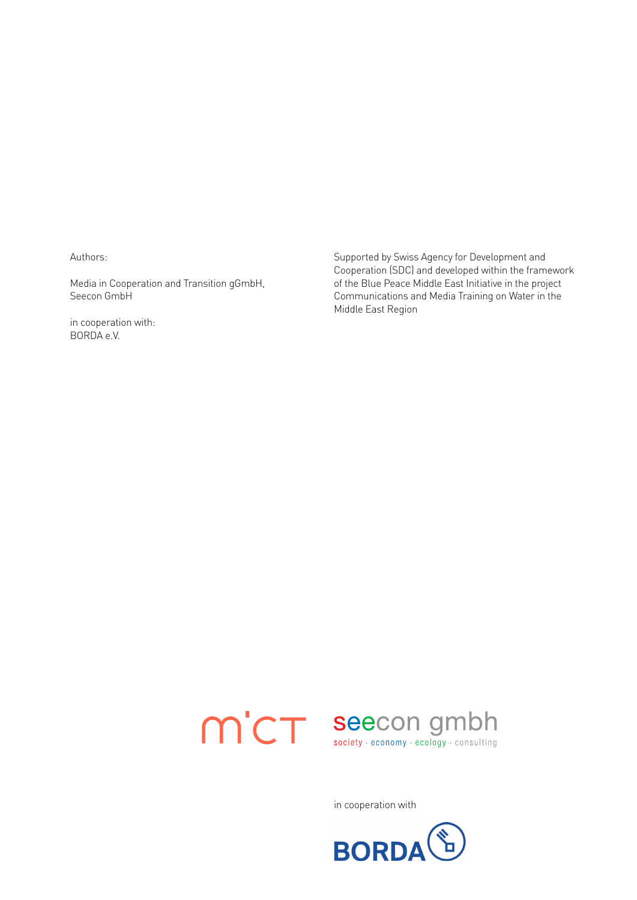Authors:

Media in Cooperation and Transition gGmbH,
Seecon GmbH

in cooperation with:
BORDA e.V.

Supported by Swiss Agency for Development and Cooperation (SDC) and developed within the framework of the Blue Peace Middle East Initiative in the project Communications and Media Training on Water in the Middle East Region

in cooperation with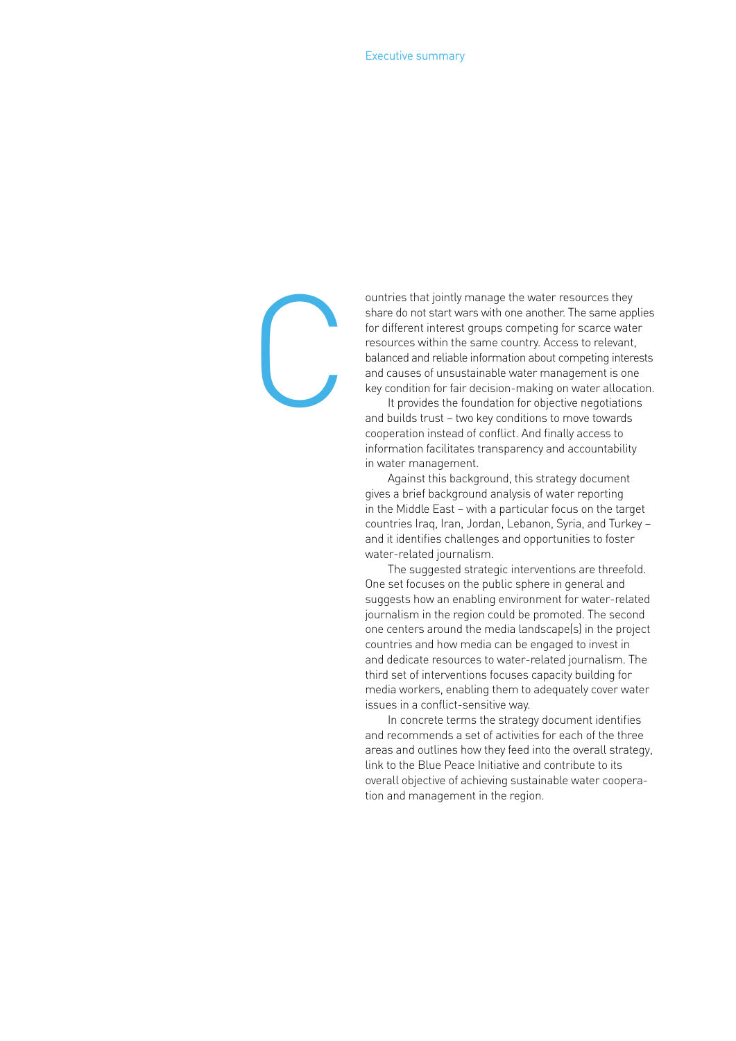# Executive summary

Countries that jointly manage the water resources they share do not start wars with one another. The same applies for different interest groups competing for scarce water resources within the same country. Access to relevant, balanced and reliable information about competing interests and causes of unsustainable water management is one key condition for fair decision-making on water allocation.

It provides the foundation for objective negotiations and builds trust – two key conditions to move towards cooperation instead of conflict. And finally access to information facilitates transparency and accountability in water management.

Against this background, this strategy document gives a brief background analysis of water reporting in the Middle East – with a particular focus on the target countries Iraq, Iran, Jordan, Lebanon, Syria, and Turkey – and it identifies challenges and opportunities to foster water-related journalism.

The suggested strategic interventions are threefold. One set focuses on the public sphere in general and suggests how an enabling environment for water-related journalism in the region could be promoted. The second one centers around the media landscape(s) in the project countries and how media can be engaged to invest in and dedicate resources to water-related journalism. The third set of interventions focuses capacity building for media workers, enabling them to adequately cover water issues in a conflict-sensitive way.

In concrete terms the strategy document identifies and recommends a set of activities for each of the three areas and outlines how they feed into the overall strategy, link to the Blue Peace Initiative and contribute to its overall objective of achieving sustainable water cooperation and management in the region.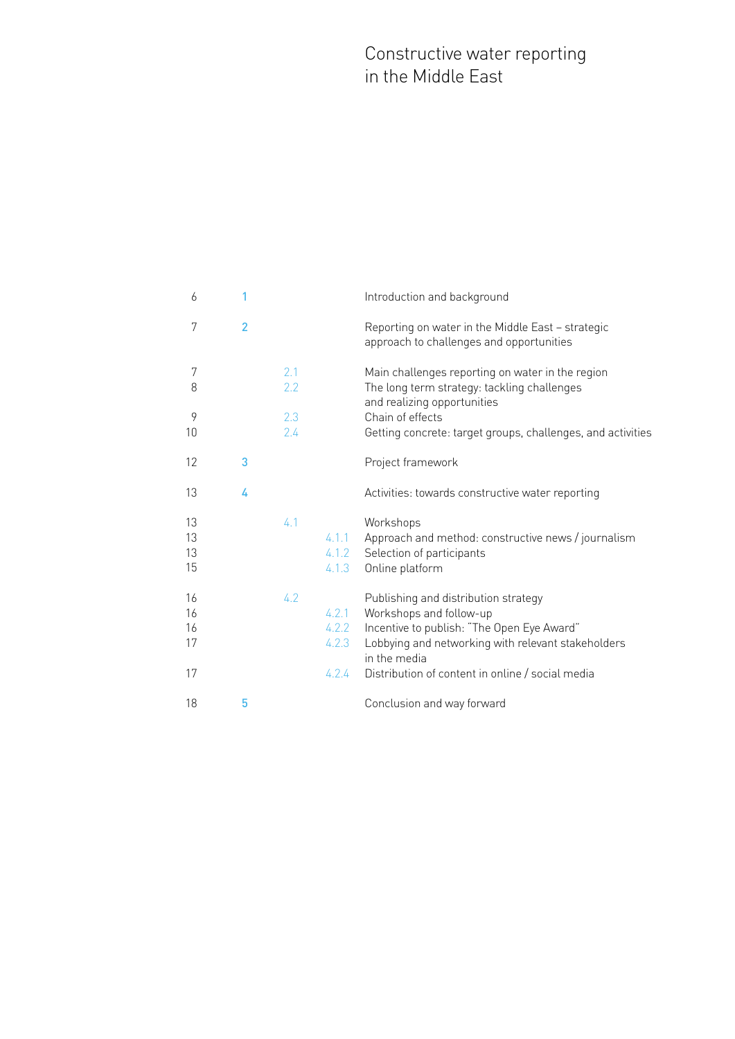# Constructive water reporting in the Middle East

| Page | Section | | | Title |
|---|---|---|---|---|
| 6 | 1 | | | Introduction and background |
| 7 | 2 | | | Reporting on water in the Middle East – strategic approach to challenges and opportunities |
| 7 | | 2.1 | | Main challenges reporting on water in the region |
| 8 | | 2.2 | | The long term strategy: tackling challenges and realizing opportunities |
| 9 | | 2.3 | | Chain of effects |
| 10 | | 2.4 | | Getting concrete: target groups, challenges, and activities |
| 12 | 3 | | | Project framework |
| 13 | 4 | | | Activities: towards constructive water reporting |
| 13 | | 4.1 | | Workshops |
| 13 | | | 4.1.1 | Approach and method: constructive news / journalism |
| 13 | | | 4.1.2 | Selection of participants |
| 15 | | | 4.1.3 | Online platform |
| 16 | | 4.2 | | Publishing and distribution strategy |
| 16 | | | 4.2.1 | Workshops and follow-up |
| 16 | | | 4.2.2 | Incentive to publish: "The Open Eye Award" |
| 17 | | | 4.2.3 | Lobbying and networking with relevant stakeholders in the media |
| 17 | | | 4.2.4 | Distribution of content in online / social media |
| 18 | 5 | | | Conclusion and way forward |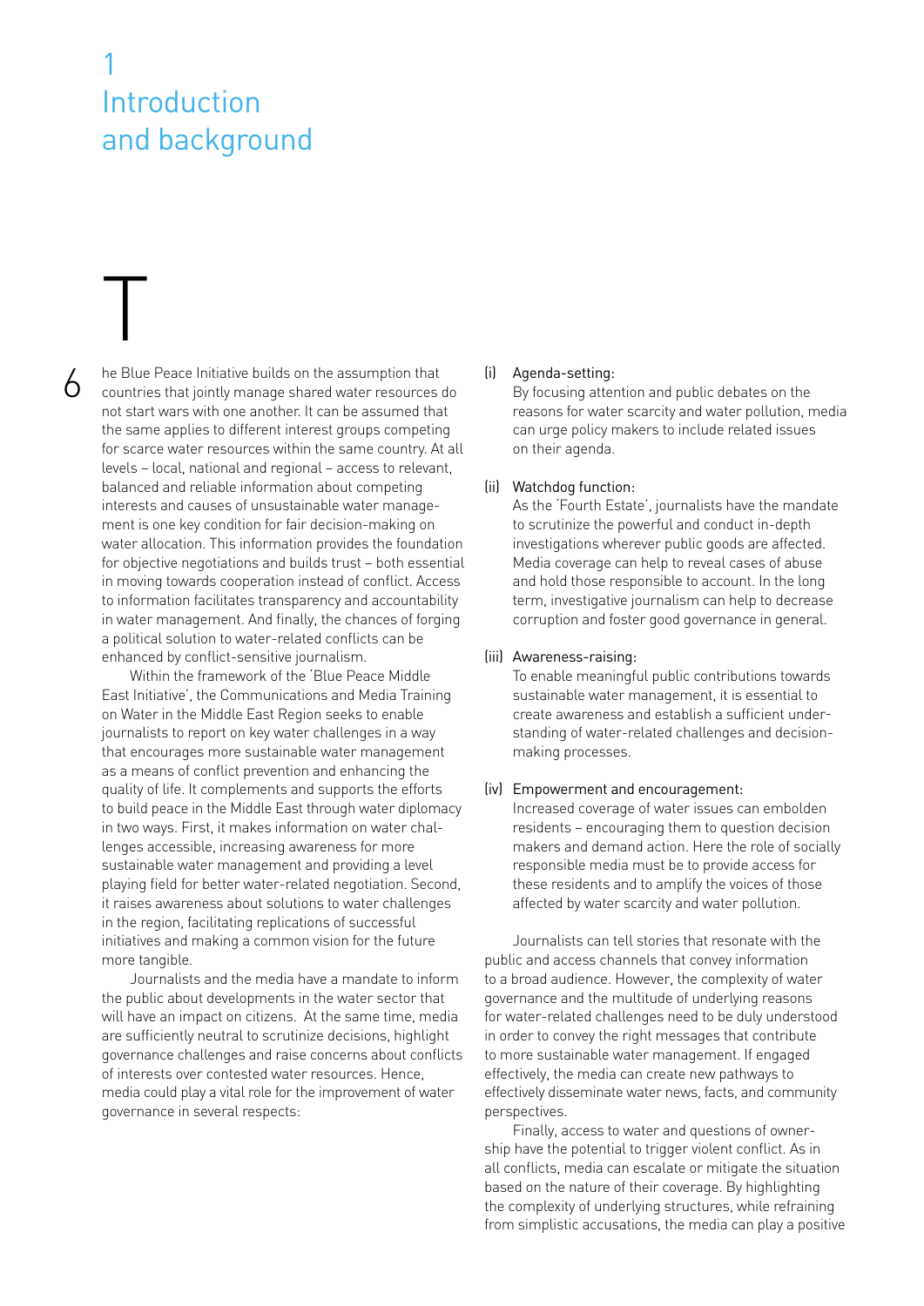# 1 Introduction and background

The Blue Peace Initiative builds on the assumption that countries that jointly manage shared water resources do not start wars with one another. It can be assumed that the same applies to different interest groups competing for scarce water resources within the same country. At all levels – local, national and regional – access to relevant, balanced and reliable information about competing interests and causes of unsustainable water management is one key condition for fair decision-making on water allocation. This information provides the foundation for objective negotiations and builds trust – both essential in moving towards cooperation instead of conflict. Access to information facilitates transparency and accountability in water management. And finally, the chances of forging a political solution to water-related conflicts can be enhanced by conflict-sensitive journalism.

Within the framework of the 'Blue Peace Middle East Initiative', the Communications and Media Training on Water in the Middle East Region seeks to enable journalists to report on key water challenges in a way that encourages more sustainable water management as a means of conflict prevention and enhancing the quality of life. It complements and supports the efforts to build peace in the Middle East through water diplomacy in two ways. First, it makes information on water challenges accessible, increasing awareness for more sustainable water management and providing a level playing field for better water-related negotiation. Second, it raises awareness about solutions to water challenges in the region, facilitating replications of successful initiatives and making a common vision for the future more tangible.

Journalists and the media have a mandate to inform the public about developments in the water sector that will have an impact on citizens. At the same time, media are sufficiently neutral to scrutinize decisions, highlight governance challenges and raise concerns about conflicts of interests over contested water resources. Hence, media could play a vital role for the improvement of water governance in several respects:

(i) Agenda-setting:
By focusing attention and public debates on the reasons for water scarcity and water pollution, media can urge policy makers to include related issues on their agenda.

(ii) Watchdog function:
As the 'Fourth Estate', journalists have the mandate to scrutinize the powerful and conduct in-depth investigations wherever public goods are affected. Media coverage can help to reveal cases of abuse and hold those responsible to account. In the long term, investigative journalism can help to decrease corruption and foster good governance in general.

(iii) Awareness-raising:
To enable meaningful public contributions towards sustainable water management, it is essential to create awareness and establish a sufficient understanding of water-related challenges and decision-making processes.

(iv) Empowerment and encouragement:
Increased coverage of water issues can embolden residents – encouraging them to question decision makers and demand action. Here the role of socially responsible media must be to provide access for these residents and to amplify the voices of those affected by water scarcity and water pollution.

Journalists can tell stories that resonate with the public and access channels that convey information to a broad audience. However, the complexity of water governance and the multitude of underlying reasons for water-related challenges need to be duly understood in order to convey the right messages that contribute to more sustainable water management. If engaged effectively, the media can create new pathways to effectively disseminate water news, facts, and community perspectives.

Finally, access to water and questions of ownership have the potential to trigger violent conflict. As in all conflicts, media can escalate or mitigate the situation based on the nature of their coverage. By highlighting the complexity of underlying structures, while refraining from simplistic accusations, the media can play a positive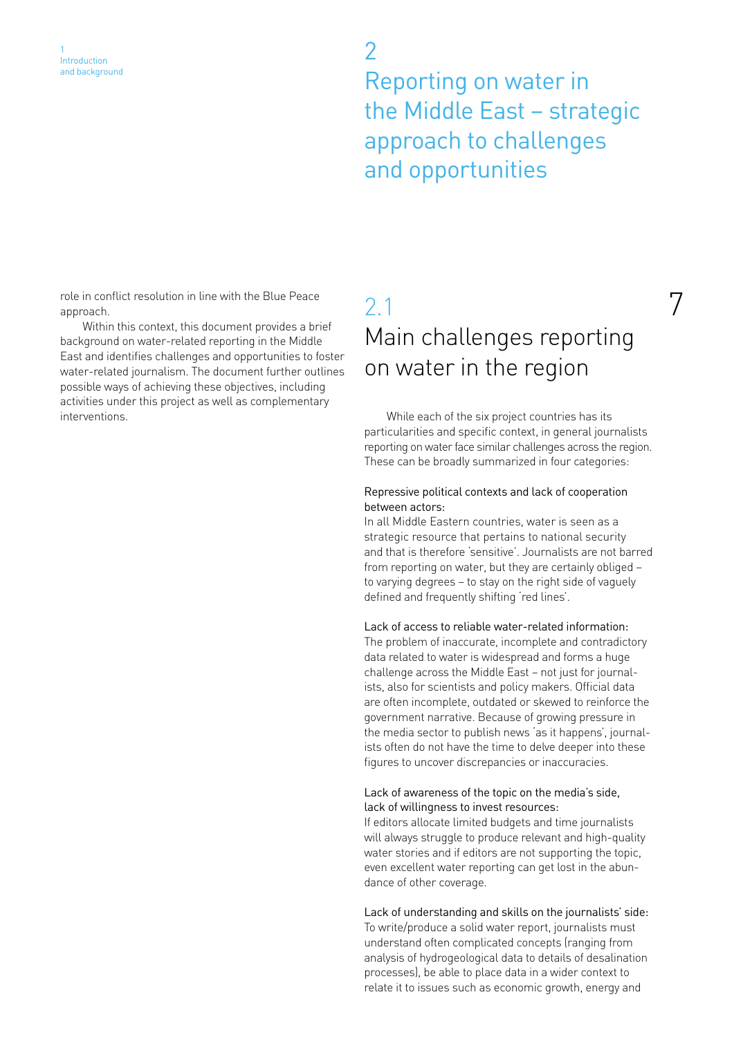role in conflict resolution in line with the Blue Peace approach.

Within this context, this document provides a brief background on water-related reporting in the Middle East and identifies challenges and opportunities to foster water-related journalism. The document further outlines possible ways of achieving these objectives, including activities under this project as well as complementary interventions.

# 2 Reporting on water in the Middle East – strategic approach to challenges and opportunities

## 2.1 Main challenges reporting on water in the region

While each of the six project countries has its particularities and specific context, in general journalists reporting on water face similar challenges across the region. These can be broadly summarized in four categories:

**Repressive political contexts and lack of cooperation between actors:**
In all Middle Eastern countries, water is seen as a strategic resource that pertains to national security and that is therefore 'sensitive'. Journalists are not barred from reporting on water, but they are certainly obliged – to varying degrees – to stay on the right side of vaguely defined and frequently shifting 'red lines'.

**Lack of access to reliable water-related information:**
The problem of inaccurate, incomplete and contradictory data related to water is widespread and forms a huge challenge across the Middle East – not just for journalists, also for scientists and policy makers. Official data are often incomplete, outdated or skewed to reinforce the government narrative. Because of growing pressure in the media sector to publish news 'as it happens', journalists often do not have the time to delve deeper into these figures to uncover discrepancies or inaccuracies.

**Lack of awareness of the topic on the media's side, lack of willingness to invest resources:**
If editors allocate limited budgets and time journalists will always struggle to produce relevant and high-quality water stories and if editors are not supporting the topic, even excellent water reporting can get lost in the abundance of other coverage.

**Lack of understanding and skills on the journalists' side:**
To write/produce a solid water report, journalists must understand often complicated concepts (ranging from analysis of hydrogeological data to details of desalination processes), be able to place data in a wider context to relate it to issues such as economic growth, energy and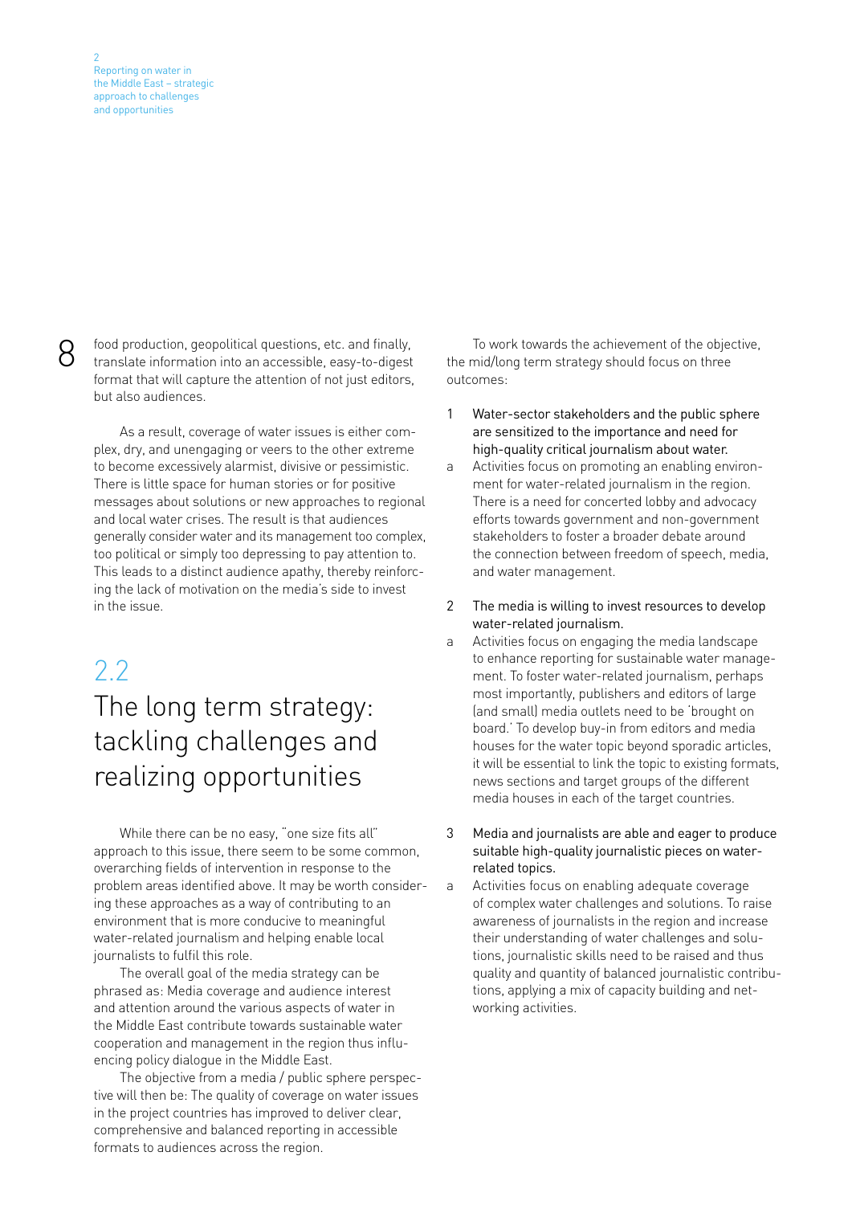food production, geopolitical questions, etc. and finally, translate information into an accessible, easy-to-digest format that will capture the attention of not just editors, but also audiences.

As a result, coverage of water issues is either complex, dry, and unengaging or veers to the other extreme to become excessively alarmist, divisive or pessimistic. There is little space for human stories or for positive messages about solutions or new approaches to regional and local water crises. The result is that audiences generally consider water and its management too complex, too political or simply too depressing to pay attention to. This leads to a distinct audience apathy, thereby reinforcing the lack of motivation on the media's side to invest in the issue.

## 2.2 The long term strategy: tackling challenges and realizing opportunities

While there can be no easy, "one size fits all" approach to this issue, there seem to be some common, overarching fields of intervention in response to the problem areas identified above. It may be worth considering these approaches as a way of contributing to an environment that is more conducive to meaningful water-related journalism and helping enable local journalists to fulfil this role.

The overall goal of the media strategy can be phrased as: Media coverage and audience interest and attention around the various aspects of water in the Middle East contribute towards sustainable water cooperation and management in the region thus influencing policy dialogue in the Middle East.

The objective from a media / public sphere perspective will then be: The quality of coverage on water issues in the project countries has improved to deliver clear, comprehensive and balanced reporting in accessible formats to audiences across the region.

To work towards the achievement of the objective, the mid/long term strategy should focus on three outcomes:

1. Water-sector stakeholders and the public sphere are sensitized to the importance and need for high-quality critical journalism about water.
   a. Activities focus on promoting an enabling environment for water-related journalism in the region. There is a need for concerted lobby and advocacy efforts towards government and non-government stakeholders to foster a broader debate around the connection between freedom of speech, media, and water management.

2. The media is willing to invest resources to develop water-related journalism.
   a. Activities focus on engaging the media landscape to enhance reporting for sustainable water management. To foster water-related journalism, perhaps most importantly, publishers and editors of large (and small) media outlets need to be 'brought on board.' To develop buy-in from editors and media houses for the water topic beyond sporadic articles, it will be essential to link the topic to existing formats, news sections and target groups of the different media houses in each of the target countries.

3. Media and journalists are able and eager to produce suitable high-quality journalistic pieces on water-related topics.
   a. Activities focus on enabling adequate coverage of complex water challenges and solutions. To raise awareness of journalists in the region and increase their understanding of water challenges and solutions, journalistic skills need to be raised and thus quality and quantity of balanced journalistic contributions, applying a mix of capacity building and networking activities.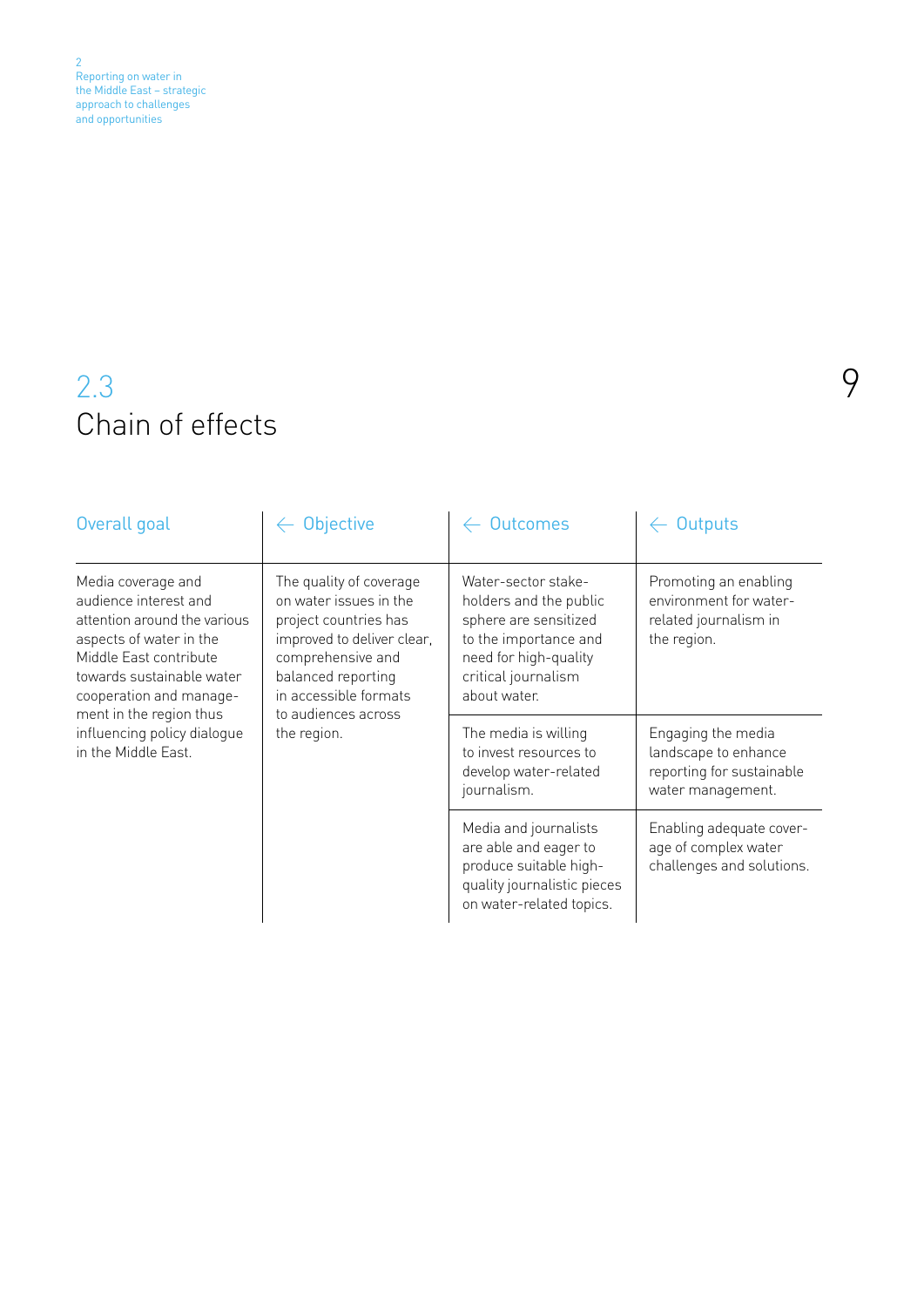## 2.3 Chain of effects

| Overall goal | ← Objective | ← Outcomes | ← Outputs |
|---|---|---|---|
| Media coverage and audience interest and attention around the various aspects of water in the Middle East contribute towards sustainable water cooperation and management in the region thus influencing policy dialogue in the Middle East. | The quality of coverage on water issues in the project countries has improved to deliver clear, comprehensive and balanced reporting in accessible formats to audiences across the region. | Water-sector stakeholders and the public sphere are sensitized to the importance and need for high-quality critical journalism about water. | Promoting an enabling environment for water-related journalism in the region. |
| | | The media is willing to invest resources to develop water-related journalism. | Engaging the media landscape to enhance reporting for sustainable water management. |
| | | Media and journalists are able and eager to produce suitable high-quality journalistic pieces on water-related topics. | Enabling adequate coverage of complex water challenges and solutions. |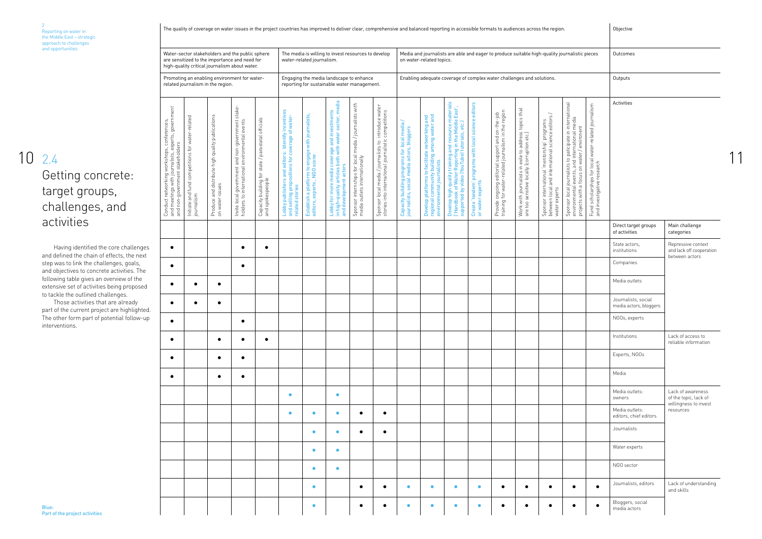## 2.4 Getting concrete: target groups, challenges, and activities

Having identified the core challenges and defined the chain of effects, the next step was to link the challenges, goals, and objectives to concrete activities. The following table gives an overview of the extensive set of activities being proposed to tackle the outlined challenges.

Those activities that are already part of the current project are highlighted. The other form part of potential follow-up interventions.

Blue: Part of the project activities

**Objective:** The quality of coverage on water issues in the project countries has improved to deliver clear, comprehensive and balanced reporting in accessible formats to audiences across the region.

**Outcomes:**

- Water-sector stakeholders and the public sphere are sensitized to the importance and need for high-quality critical journalism about water. (Activities 1–5)
- The media is willing to invest resources to develop water-related journalism. (Activities 6–10)
- Media and journalists are able and eager to produce suitable high-quality journalistic pieces on water-related topics. (Activities 11–19)

**Outputs:**

- Promoting an enabling environment for water-related journalism in the region. (Activities 1–5)
- Engaging the media landscape to enhance reporting for sustainable water management. (Activities 6–10)
- Enabling adequate coverage of complex water challenges and solutions. (Activities 11–19)

**Activities:**

1. Conduct networking workshops, conferences, and meetings with journalists, experts, government and non-government stakeholders
2. Initiate and fund competitions for water-related journalism
3. Produce and distribute high quality publications on water issues
4. Invite local government and non-government stakeholders to international environmental events
5. Capacity building for state / parastatal officials and spokespeople
6. Lobby publishers and editors: Identify incentives and selling propositions for coverage of water-related stories (blue)
7. Establish a platform to engage with journalists, editors, experts, NGO scene (blue)
8. Lobby for more media coverage and investments in high-quality articles both with water sector, media and development actors (blue)
9. Sponsor internships for local media / journalists with media outlets internationally
10. Sponsor local media / journalists to introduce water stories into international journalistic competitions
11. Capacity building programs for local media / journalists, social media actors, bloggers (blue)
12. Develop platforms to facilitate networking and regional community building among water and environmental journalists (blue)
13. Develop high quality training and resource materials ("Handbook of Water Reporting in the Middle East", supported by video (YouTube) tutorials, etc.) (blue)
14. Create 'tandem' programs with local science editors or water experts (blue)
15. Provide ongoing editorial support and on-the-job training for water-related journalism in the region
16. Work with journalists in exile to address topics that are too sensitive locally (corruption etc.)
17. Sponsor international 'mentorship' programs between local and international science editors / water experts
18. Sponsor local journalists to paticipate in international environmental events, and international media projects with a focus on water / environment
19. Fund scholarships for local water-related journalism and investigative research

| 1 | 2 | 3 | 4 | 5 | 6 | 7 | 8 | 9 | 10 | 11 | 12 | 13 | 14 | 15 | 16 | 17 | 18 | 19 | Direct target groups of activities | Main challenge categories |
|---|---|---|---|---|---|---|---|---|---|---|---|---|---|---|---|---|---|---|---|---|
| ● | | | ● | ● | | | | | | | | | | | | | | | State actors, institutions | Repressive context and lack of cooperation between actors |
| ● | | | ● | | | | | | | | | | | | | | | | Companies | |
| ● | ● | ● | | | | | | | | | | | | | | | | | Media outlets | |
| ● | ● | ● | | | | | | | | | | | | | | | | | Journalists, social media actors, bloggers | |
| ● | | | ● | | | | | | | | | | | | | | | | NGOs, experts | |
| ● | | ● | ● | ● | | | | | | | | | | | | | | | Institutions | Lack of access to reliable information |
| ● | | ● | ● | | | | | | | | | | | | | | | | Experts, NGOs | |
| ● | | ● | ● | | | | | | | | | | | | | | | | Media | |
| | | | | | ● | | ● | | | | | | | | | | | | Media outlets: owners | Lack of awareness of the topic, lack of willingness to invest resources |
| | | | | | ● | ● | ● | ● | ● | | | | | | | | | | Media outlets: editors, chief editors | |
| | | | | | | ● | ● | ● | ● | | | | | | | | | | Journalists | |
| | | | | | | ● | ● | | | | | | | | | | | | Water experts | |
| | | | | | | ● | ● | | | | | | | | | | | | NGO sector | |
| | | | | | | ● | | ● | ● | ● | ● | ● | ● | ● | ● | ● | ● | ● | Journalists, editors | Lack of understanding and skills |
| | | | | | | ● | | ● | ● | ● | ● | ● | ● | ● | ● | ● | ● | ● | Bloggers, social media actors | |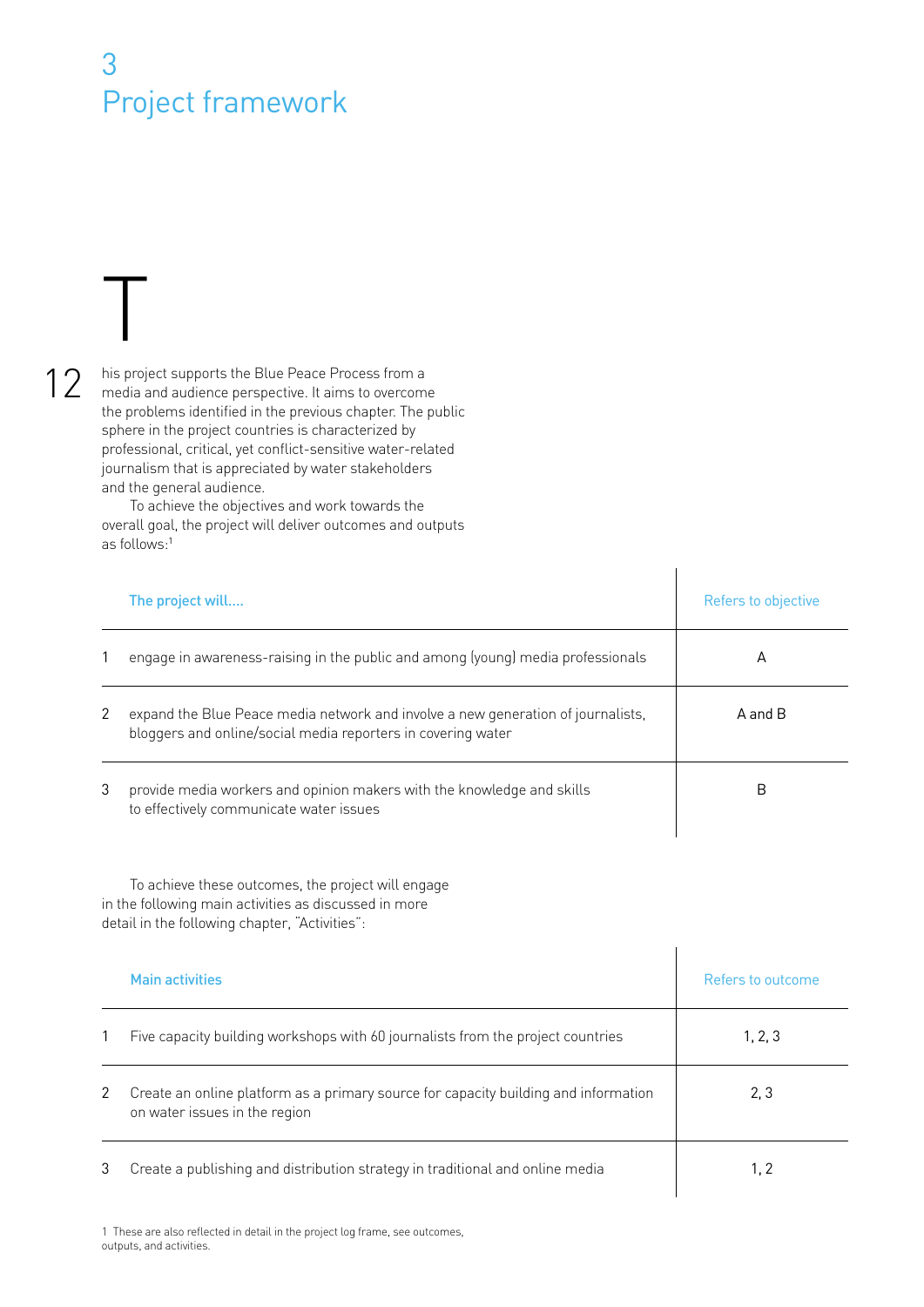# 3 Project framework

This project supports the Blue Peace Process from a media and audience perspective. It aims to overcome the problems identified in the previous chapter. The public sphere in the project countries is characterized by professional, critical, yet conflict-sensitive water-related journalism that is appreciated by water stakeholders and the general audience.

To achieve the objectives and work towards the overall goal, the project will deliver outcomes and outputs as follows:[1]

| | The project will.... | Refers to objective |
|---|---|---|
| 1 | engage in awareness-raising in the public and among (young) media professionals | A |
| 2 | expand the Blue Peace media network and involve a new generation of journalists, bloggers and online/social media reporters in covering water | A and B |
| 3 | provide media workers and opinion makers with the knowledge and skills to effectively communicate water issues | B |

To achieve these outcomes, the project will engage in the following main activities as discussed in more detail in the following chapter, "Activities":

| | Main activities | Refers to outcome |
|---|---|---|
| 1 | Five capacity building workshops with 60 journalists from the project countries | 1, 2, 3 |
| 2 | Create an online platform as a primary source for capacity building and information on water issues in the region | 2, 3 |
| 3 | Create a publishing and distribution strategy in traditional and online media | 1, 2 |

1 These are also reflected in detail in the project log frame, see outcomes, outputs, and activities.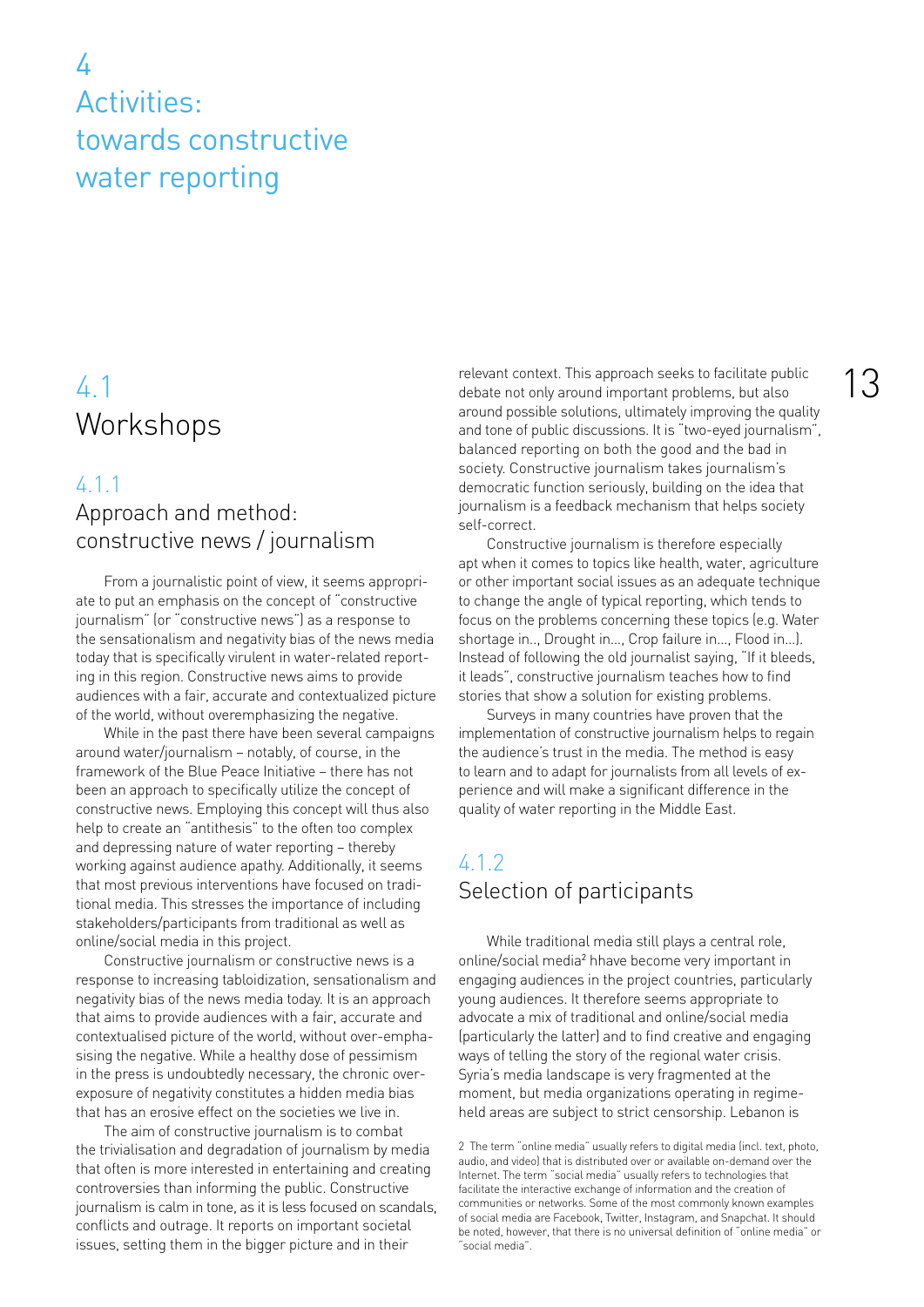# 4 Activities: towards constructive water reporting

## 4.1 Workshops

### 4.1.1 Approach and method: constructive news / journalism

From a journalistic point of view, it seems appropriate to put an emphasis on the concept of "constructive journalism" (or "constructive news") as a response to the sensationalism and negativity bias of the news media today that is specifically virulent in water-related reporting in this region. Constructive news aims to provide audiences with a fair, accurate and contextualized picture of the world, without overemphasizing the negative.

While in the past there have been several campaigns around water/journalism – notably, of course, in the framework of the Blue Peace Initiative – there has not been an approach to specifically utilize the concept of constructive news. Employing this concept will thus also help to create an "antithesis" to the often too complex and depressing nature of water reporting – thereby working against audience apathy. Additionally, it seems that most previous interventions have focused on traditional media. This stresses the importance of including stakeholders/participants from traditional as well as online/social media in this project.

Constructive journalism or constructive news is a response to increasing tabloidization, sensationalism and negativity bias of the news media today. It is an approach that aims to provide audiences with a fair, accurate and contextualised picture of the world, without over-emphasising the negative. While a healthy dose of pessimism in the press is undoubtedly necessary, the chronic over-exposure of negativity constitutes a hidden media bias that has an erosive effect on the societies we live in.

The aim of constructive journalism is to combat the trivialisation and degradation of journalism by media that often is more interested in entertaining and creating controversies than informing the public. Constructive journalism is calm in tone, as it is less focused on scandals, conflicts and outrage. It reports on important societal issues, setting them in the bigger picture and in their relevant context. This approach seeks to facilitate public debate not only around important problems, but also around possible solutions, ultimately improving the quality and tone of public discussions. It is "two-eyed journalism", balanced reporting on both the good and the bad in society. Constructive journalism takes journalism's democratic function seriously, building on the idea that journalism is a feedback mechanism that helps society self-correct.

Constructive journalism is therefore especially apt when it comes to topics like health, water, agriculture or other important social issues as an adequate technique to change the angle of typical reporting, which tends to focus on the problems concerning these topics (e.g. Water shortage in..., Drought in..., Crop failure in..., Flood in...). Instead of following the old journalist saying, "If it bleeds, it leads", constructive journalism teaches how to find stories that show a solution for existing problems.

Surveys in many countries have proven that the implementation of constructive journalism helps to regain the audience's trust in the media. The method is easy to learn and to adapt for journalists from all levels of experience and will make a significant difference in the quality of water reporting in the Middle East.

### 4.1.2 Selection of participants

While traditional media still plays a central role, online/social media[2] hhave become very important in engaging audiences in the project countries, particularly young audiences. It therefore seems appropriate to advocate a mix of traditional and online/social media (particularly the latter) and to find creative and engaging ways of telling the story of the regional water crisis. Syria's media landscape is very fragmented at the moment, but media organizations operating in regime-held areas are subject to strict censorship. Lebanon is

[2] The term "online media" usually refers to digital media (incl. text, photo, audio, and video) that is distributed over or available on-demand over the Internet. The term "social media" usually refers to technologies that facilitate the interactive exchange of information and the creation of communities or networks. Some of the most commonly known examples of social media are Facebook, Twitter, Instagram, and Snapchat. It should be noted, however, that there is no universal definition of "online media" or "social media".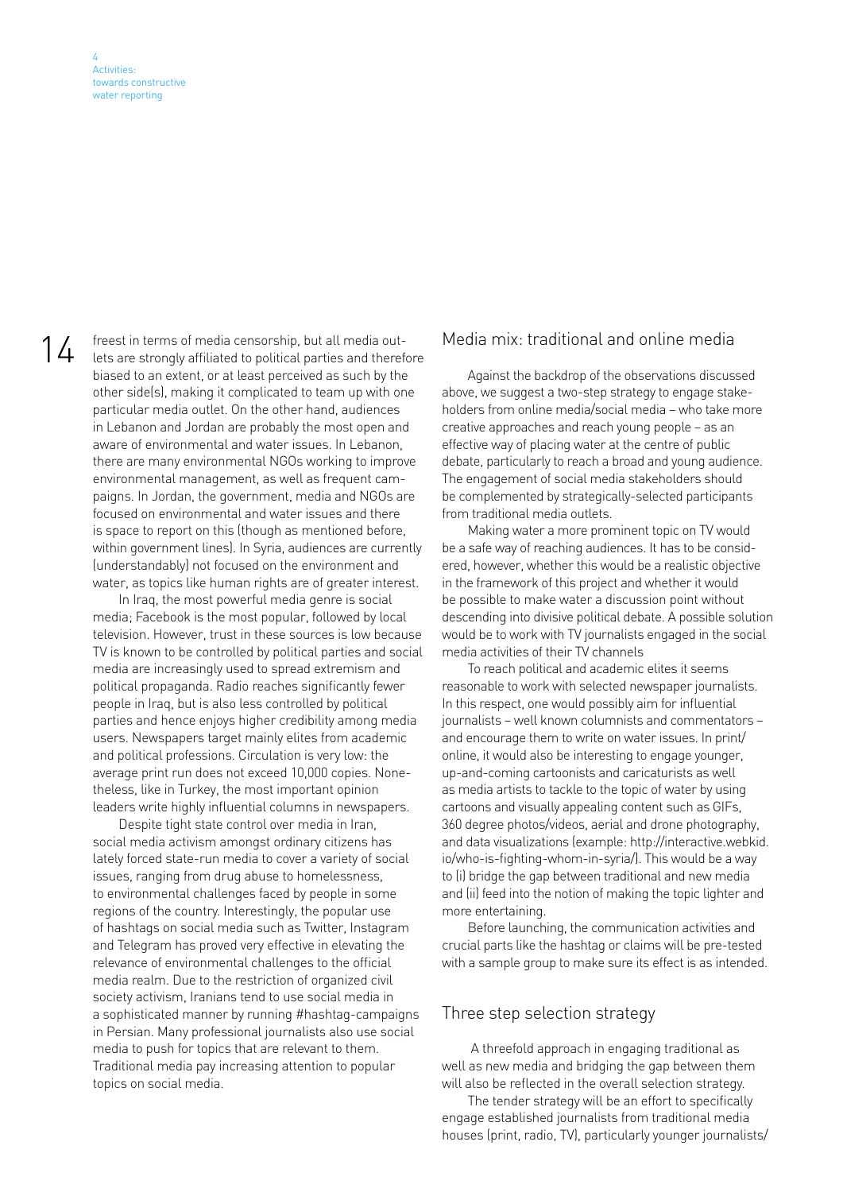freest in terms of media censorship, but all media outlets are strongly affiliated to political parties and therefore biased to an extent, or at least perceived as such by the other side(s), making it complicated to team up with one particular media outlet. On the other hand, audiences in Lebanon and Jordan are probably the most open and aware of environmental and water issues. In Lebanon, there are many environmental NGOs working to improve environmental management, as well as frequent campaigns. In Jordan, the government, media and NGOs are focused on environmental and water issues and there is space to report on this (though as mentioned before, within government lines). In Syria, audiences are currently (understandably) not focused on the environment and water, as topics like human rights are of greater interest.

In Iraq, the most powerful media genre is social media; Facebook is the most popular, followed by local television. However, trust in these sources is low because TV is known to be controlled by political parties and social media are increasingly used to spread extremism and political propaganda. Radio reaches significantly fewer people in Iraq, but is also less controlled by political parties and hence enjoys higher credibility among media users. Newspapers target mainly elites from academic and political professions. Circulation is very low: the average print run does not exceed 10,000 copies. Nonetheless, like in Turkey, the most important opinion leaders write highly influential columns in newspapers.

Despite tight state control over media in Iran, social media activism amongst ordinary citizens has lately forced state-run media to cover a variety of social issues, ranging from drug abuse to homelessness, to environmental challenges faced by people in some regions of the country. Interestingly, the popular use of hashtags on social media such as Twitter, Instagram and Telegram has proved very effective in elevating the relevance of environmental challenges to the official media realm. Due to the restriction of organized civil society activism, Iranians tend to use social media in a sophisticated manner by running #hashtag-campaigns in Persian. Many professional journalists also use social media to push for topics that are relevant to them. Traditional media pay increasing attention to popular topics on social media.

## Media mix: traditional and online media

Against the backdrop of the observations discussed above, we suggest a two-step strategy to engage stakeholders from online media/social media – who take more creative approaches and reach young people – as an effective way of placing water at the centre of public debate, particularly to reach a broad and young audience. The engagement of social media stakeholders should be complemented by strategically-selected participants from traditional media outlets.

Making water a more prominent topic on TV would be a safe way of reaching audiences. It has to be considered, however, whether this would be a realistic objective in the framework of this project and whether it would be possible to make water a discussion point without descending into divisive political debate. A possible solution would be to work with TV journalists engaged in the social media activities of their TV channels

To reach political and academic elites it seems reasonable to work with selected newspaper journalists. In this respect, one would possibly aim for influential journalists – well known columnists and commentators – and encourage them to write on water issues. In print/online, it would also be interesting to engage younger, up-and-coming cartoonists and caricaturists as well as media artists to tackle to the topic of water by using cartoons and visually appealing content such as GIFs, 360 degree photos/videos, aerial and drone photography, and data visualizations (example: http://interactive.webkid.io/who-is-fighting-whom-in-syria/). This would be a way to (i) bridge the gap between traditional and new media and (ii) feed into the notion of making the topic lighter and more entertaining.

Before launching, the communication activities and crucial parts like the hashtag or claims will be pre-tested with a sample group to make sure its effect is as intended.

## Three step selection strategy

A threefold approach in engaging traditional as well as new media and bridging the gap between them will also be reflected in the overall selection strategy.

The tender strategy will be an effort to specifically engage established journalists from traditional media houses (print, radio, TV), particularly younger journalists/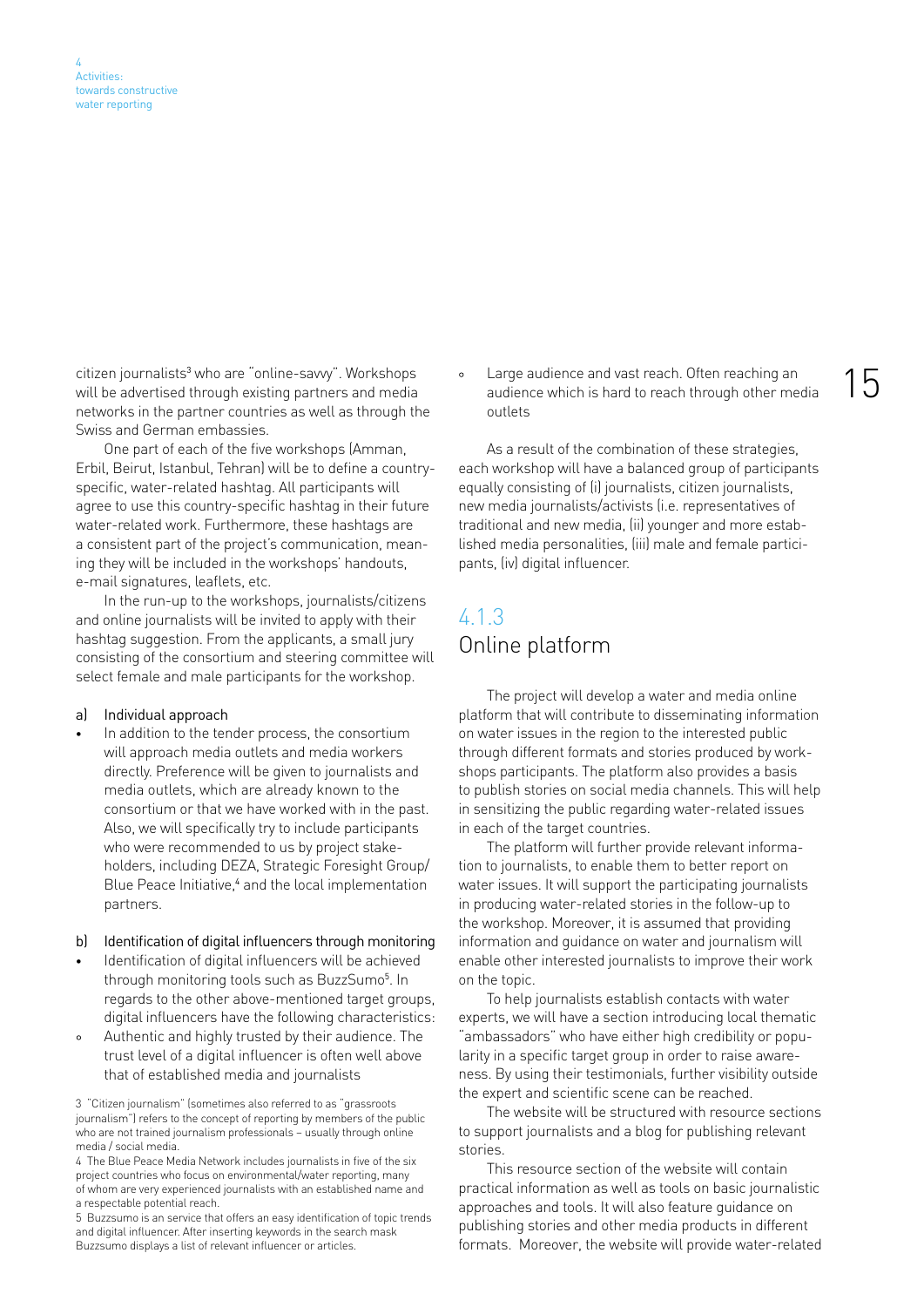citizen journalists[3] who are "online-savvy". Workshops will be advertised through existing partners and media networks in the partner countries as well as through the Swiss and German embassies.

One part of each of the five workshops (Amman, Erbil, Beirut, Istanbul, Tehran) will be to define a country-specific, water-related hashtag. All participants will agree to use this country-specific hashtag in their future water-related work. Furthermore, these hashtags are a consistent part of the project's communication, meaning they will be included in the workshops' handouts, e-mail signatures, leaflets, etc.

In the run-up to the workshops, journalists/citizens and online journalists will be invited to apply with their hashtag suggestion. From the applicants, a small jury consisting of the consortium and steering committee will select female and male participants for the workshop.

a) Individual approach

- In addition to the tender process, the consortium will approach media outlets and media workers directly. Preference will be given to journalists and media outlets, which are already known to the consortium or that we have worked with in the past. Also, we will specifically try to include participants who were recommended to us by project stakeholders, including DEZA, Strategic Foresight Group/ Blue Peace Initiative,[4] and the local implementation partners.

b) Identification of digital influencers through monitoring

- Identification of digital influencers will be achieved through monitoring tools such as BuzzSumo[5]. In regards to the other above-mentioned target groups, digital influencers have the following characteristics:
  - Authentic and highly trusted by their audience. The trust level of a digital influencer is often well above that of established media and journalists
  - Large audience and vast reach. Often reaching an audience which is hard to reach through other media outlets

As a result of the combination of these strategies, each workshop will have a balanced group of participants equally consisting of (i) journalists, citizen journalists, new media journalists/activists (i.e. representatives of traditional and new media, (ii) younger and more established media personalities, (iii) male and female participants, (iv) digital influencer.

## 4.1.3 Online platform

The project will develop a water and media online platform that will contribute to disseminating information on water issues in the region to the interested public through different formats and stories produced by workshops participants. The platform also provides a basis to publish stories on social media channels. This will help in sensitizing the public regarding water-related issues in each of the target countries.

The platform will further provide relevant information to journalists, to enable them to better report on water issues. It will support the participating journalists in producing water-related stories in the follow-up to the workshop. Moreover, it is assumed that providing information and guidance on water and journalism will enable other interested journalists to improve their work on the topic.

To help journalists establish contacts with water experts, we will have a section introducing local thematic "ambassadors" who have either high credibility or popularity in a specific target group in order to raise awareness. By using their testimonials, further visibility outside the expert and scientific scene can be reached.

The website will be structured with resource sections to support journalists and a blog for publishing relevant stories.

This resource section of the website will contain practical information as well as tools on basic journalistic approaches and tools. It will also feature guidance on publishing stories and other media products in different formats. Moreover, the website will provide water-related

3 "Citizen journalism" (sometimes also referred to as "grassroots journalism") refers to the concept of reporting by members of the public who are not trained journalism professionals – usually through online media / social media.

4 The Blue Peace Media Network includes journalists in five of the six project countries who focus on environmental/water reporting, many of whom are very experienced journalists with an established name and a respectable potential reach.

5 Buzzsumo is an service that offers an easy identification of topic trends and digital influencer. After inserting keywords in the search mask Buzzsumo displays a list of relevant influencer or articles.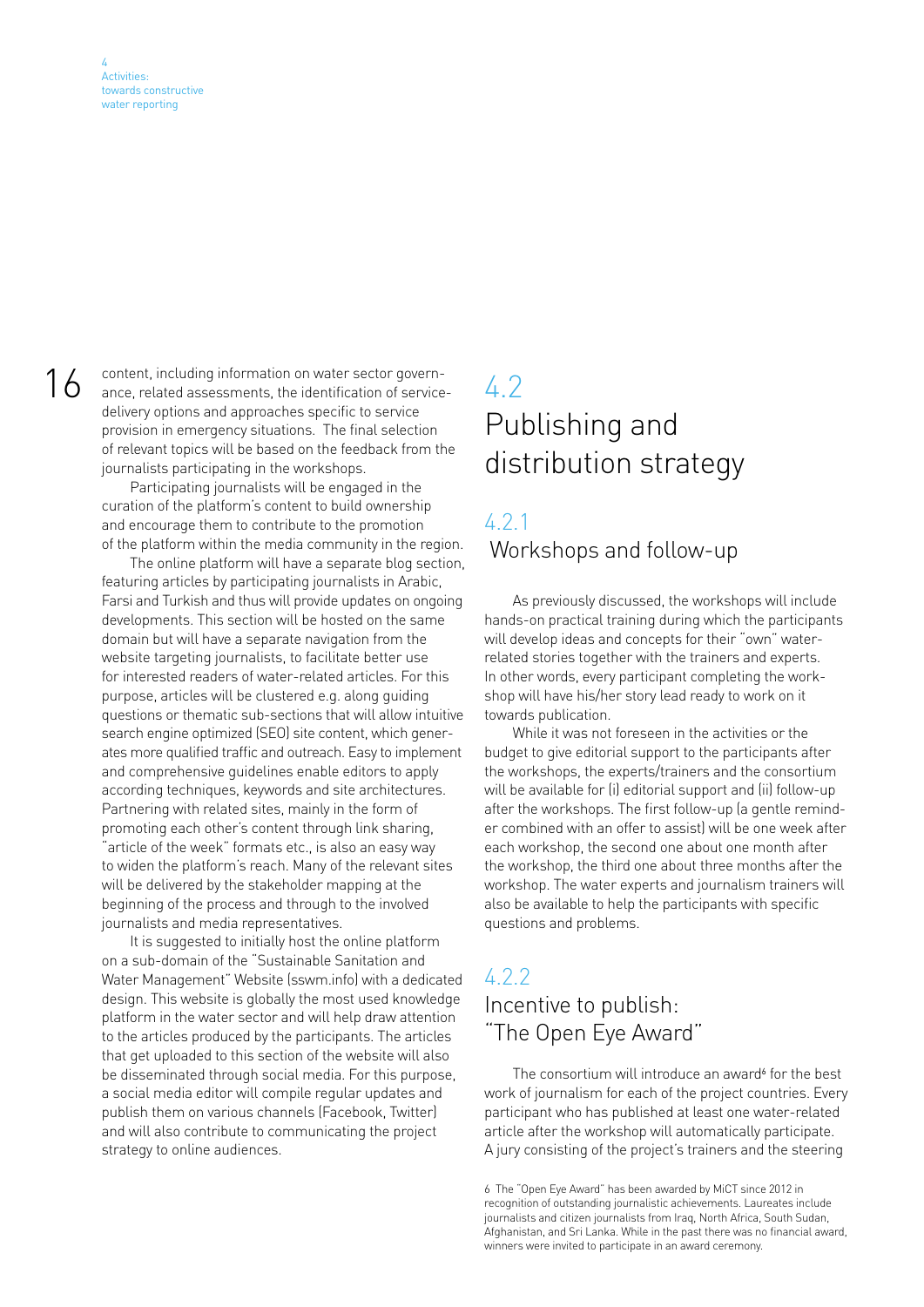content, including information on water sector governance, related assessments, the identification of service-delivery options and approaches specific to service provision in emergency situations. The final selection of relevant topics will be based on the feedback from the journalists participating in the workshops.

Participating journalists will be engaged in the curation of the platform's content to build ownership and encourage them to contribute to the promotion of the platform within the media community in the region.

The online platform will have a separate blog section, featuring articles by participating journalists in Arabic, Farsi and Turkish and thus will provide updates on ongoing developments. This section will be hosted on the same domain but will have a separate navigation from the website targeting journalists, to facilitate better use for interested readers of water-related articles. For this purpose, articles will be clustered e.g. along guiding questions or thematic sub-sections that will allow intuitive search engine optimized (SEO) site content, which generates more qualified traffic and outreach. Easy to implement and comprehensive guidelines enable editors to apply according techniques, keywords and site architectures. Partnering with related sites, mainly in the form of promoting each other's content through link sharing, "article of the week" formats etc., is also an easy way to widen the platform's reach. Many of the relevant sites will be delivered by the stakeholder mapping at the beginning of the process and through to the involved journalists and media representatives.

It is suggested to initially host the online platform on a sub-domain of the "Sustainable Sanitation and Water Management" Website (sswm.info) with a dedicated design. This website is globally the most used knowledge platform in the water sector and will help draw attention to the articles produced by the participants. The articles that get uploaded to this section of the website will also be disseminated through social media. For this purpose, a social media editor will compile regular updates and publish them on various channels (Facebook, Twitter) and will also contribute to communicating the project strategy to online audiences.

## 4.2 Publishing and distribution strategy

### 4.2.1 Workshops and follow-up

As previously discussed, the workshops will include hands-on practical training during which the participants will develop ideas and concepts for their "own" water-related stories together with the trainers and experts. In other words, every participant completing the workshop will have his/her story lead ready to work on it towards publication.

While it was not foreseen in the activities or the budget to give editorial support to the participants after the workshops, the experts/trainers and the consortium will be available for (i) editorial support and (ii) follow-up after the workshops. The first follow-up (a gentle reminder combined with an offer to assist) will be one week after each workshop, the second one about one month after the workshop, the third one about three months after the workshop. The water experts and journalism trainers will also be available to help the participants with specific questions and problems.

### 4.2.2 Incentive to publish: "The Open Eye Award"

The consortium will introduce an award[6] for the best work of journalism for each of the project countries. Every participant who has published at least one water-related article after the workshop will automatically participate. A jury consisting of the project's trainers and the steering

6 The "Open Eye Award" has been awarded by MiCT since 2012 in recognition of outstanding journalistic achievements. Laureates include journalists and citizen journalists from Iraq, North Africa, South Sudan, Afghanistan, and Sri Lanka. While in the past there was no financial award, winners were invited to participate in an award ceremony.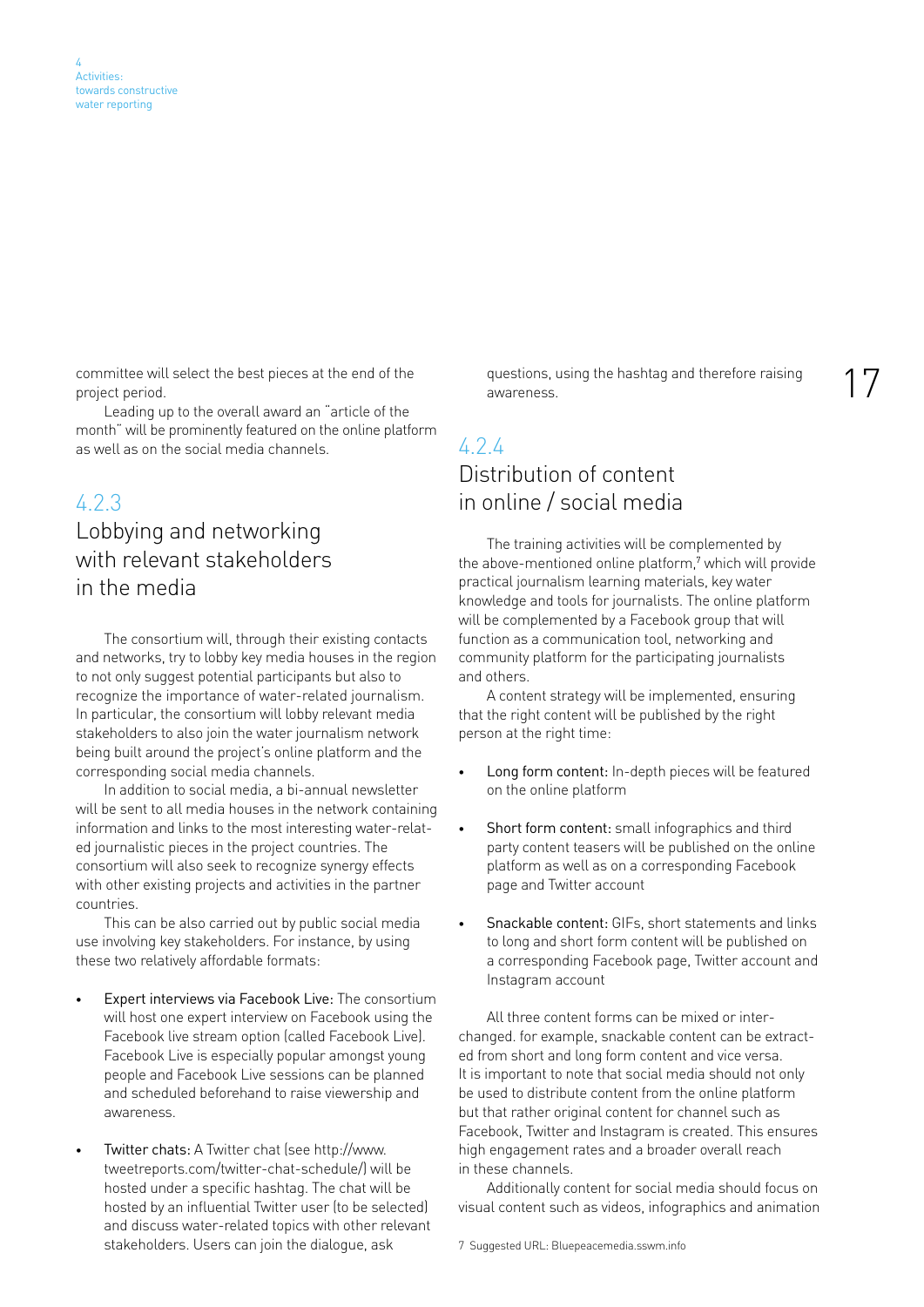committee will select the best pieces at the end of the project period.

Leading up to the overall award an "article of the month" will be prominently featured on the online platform as well as on the social media channels.

### 4.2.3
### Lobbying and networking with relevant stakeholders in the media

The consortium will, through their existing contacts and networks, try to lobby key media houses in the region to not only suggest potential participants but also to recognize the importance of water-related journalism. In particular, the consortium will lobby relevant media stakeholders to also join the water journalism network being built around the project's online platform and the corresponding social media channels.

In addition to social media, a bi-annual newsletter will be sent to all media houses in the network containing information and links to the most interesting water-related journalistic pieces in the project countries. The consortium will also seek to recognize synergy effects with other existing projects and activities in the partner countries.

This can be also carried out by public social media use involving key stakeholders. For instance, by using these two relatively affordable formats:

- Expert interviews via Facebook Live: The consortium will host one expert interview on Facebook using the Facebook live stream option (called Facebook Live). Facebook Live is especially popular amongst young people and Facebook Live sessions can be planned and scheduled beforehand to raise viewership and awareness.

- Twitter chats: A Twitter chat (see http://www.tweetreports.com/twitter-chat-schedule/) will be hosted under a specific hashtag. The chat will be hosted by an influential Twitter user (to be selected) and discuss water-related topics with other relevant stakeholders. Users can join the dialogue, ask questions, using the hashtag and therefore raising awareness.

### 4.2.4
### Distribution of content in online / social media

The training activities will be complemented by the above-mentioned online platform,[7] which will provide practical journalism learning materials, key water knowledge and tools for journalists. The online platform will be complemented by a Facebook group that will function as a communication tool, networking and community platform for the participating journalists and others.

A content strategy will be implemented, ensuring that the right content will be published by the right person at the right time:

- Long form content: In-depth pieces will be featured on the online platform

- Short form content: small infographics and third party content teasers will be published on the online platform as well as on a corresponding Facebook page and Twitter account

- Snackable content: GIFs, short statements and links to long and short form content will be published on a corresponding Facebook page, Twitter account and Instagram account

All three content forms can be mixed or interchanged. for example, snackable content can be extracted from short and long form content and vice versa. It is important to note that social media should not only be used to distribute content from the online platform but that rather original content for channel such as Facebook, Twitter and Instagram is created. This ensures high engagement rates and a broader overall reach in these channels.

Additionally content for social media should focus on visual content such as videos, infographics and animation

7 Suggested URL: Bluepeacemedia.sswm.info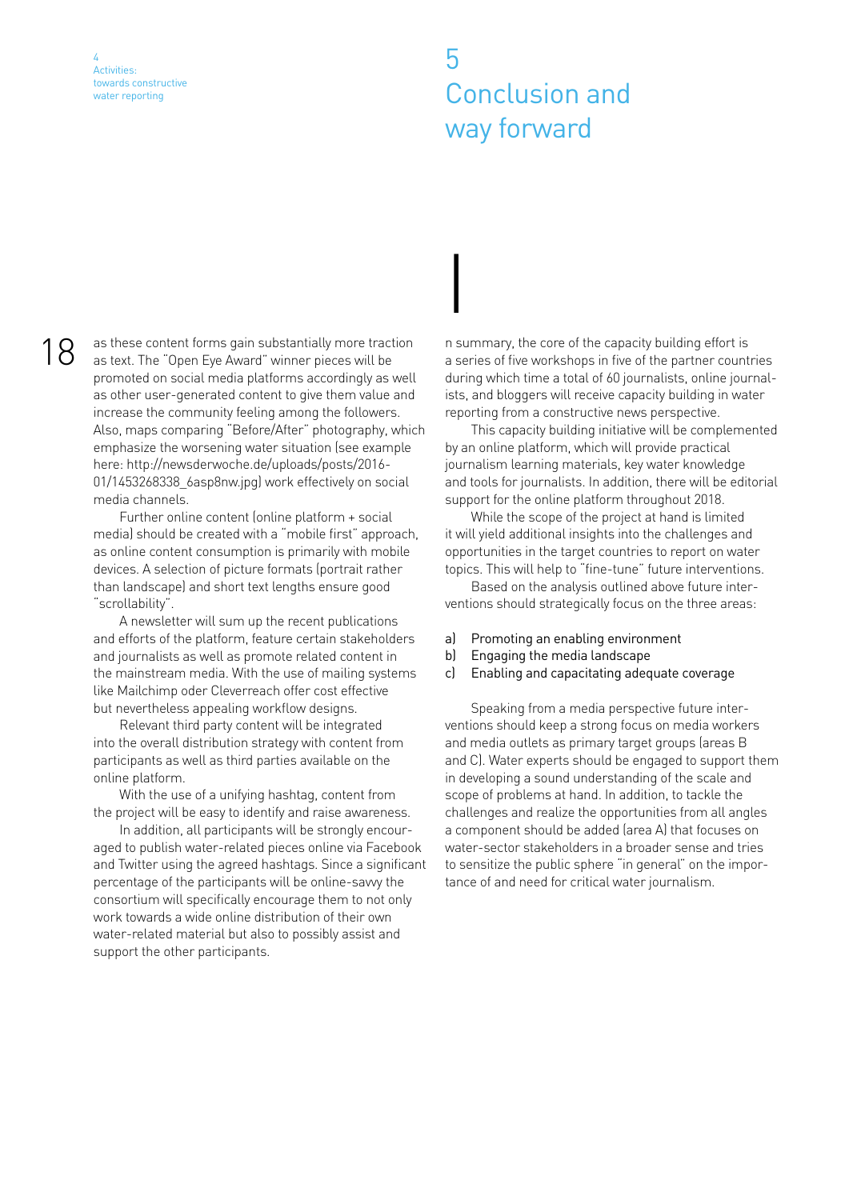as these content forms gain substantially more traction as text. The "Open Eye Award" winner pieces will be promoted on social media platforms accordingly as well as other user-generated content to give them value and increase the community feeling among the followers. Also, maps comparing "Before/After" photography, which emphasize the worsening water situation (see example here: http://newsderwoche.de/uploads/posts/2016-01/1453268338_6asp8nw.jpg) work effectively on social media channels.

Further online content (online platform + social media) should be created with a "mobile first" approach, as online content consumption is primarily with mobile devices. A selection of picture formats (portrait rather than landscape) and short text lengths ensure good "scrollability".

A newsletter will sum up the recent publications and efforts of the platform, feature certain stakeholders and journalists as well as promote related content in the mainstream media. With the use of mailing systems like Mailchimp oder Cleverreach offer cost effective but nevertheless appealing workflow designs.

Relevant third party content will be integrated into the overall distribution strategy with content from participants as well as third parties available on the online platform.

With the use of a unifying hashtag, content from the project will be easy to identify and raise awareness.

In addition, all participants will be strongly encouraged to publish water-related pieces online via Facebook and Twitter using the agreed hashtags. Since a significant percentage of the participants will be online-savvy the consortium will specifically encourage them to not only work towards a wide online distribution of their own water-related material but also to possibly assist and support the other participants.

# 5 Conclusion and way forward

In summary, the core of the capacity building effort is a series of five workshops in five of the partner countries during which time a total of 60 journalists, online journalists, and bloggers will receive capacity building in water reporting from a constructive news perspective.

This capacity building initiative will be complemented by an online platform, which will provide practical journalism learning materials, key water knowledge and tools for journalists. In addition, there will be editorial support for the online platform throughout 2018.

While the scope of the project at hand is limited it will yield additional insights into the challenges and opportunities in the target countries to report on water topics. This will help to "fine-tune" future interventions.

Based on the analysis outlined above future interventions should strategically focus on the three areas:

a) Promoting an enabling environment
b) Engaging the media landscape
c) Enabling and capacitating adequate coverage

Speaking from a media perspective future interventions should keep a strong focus on media workers and media outlets as primary target groups (areas B and C). Water experts should be engaged to support them in developing a sound understanding of the scale and scope of problems at hand. In addition, to tackle the challenges and realize the opportunities from all angles a component should be added (area A) that focuses on water-sector stakeholders in a broader sense and tries to sensitize the public sphere "in general" on the importance of and need for critical water journalism.